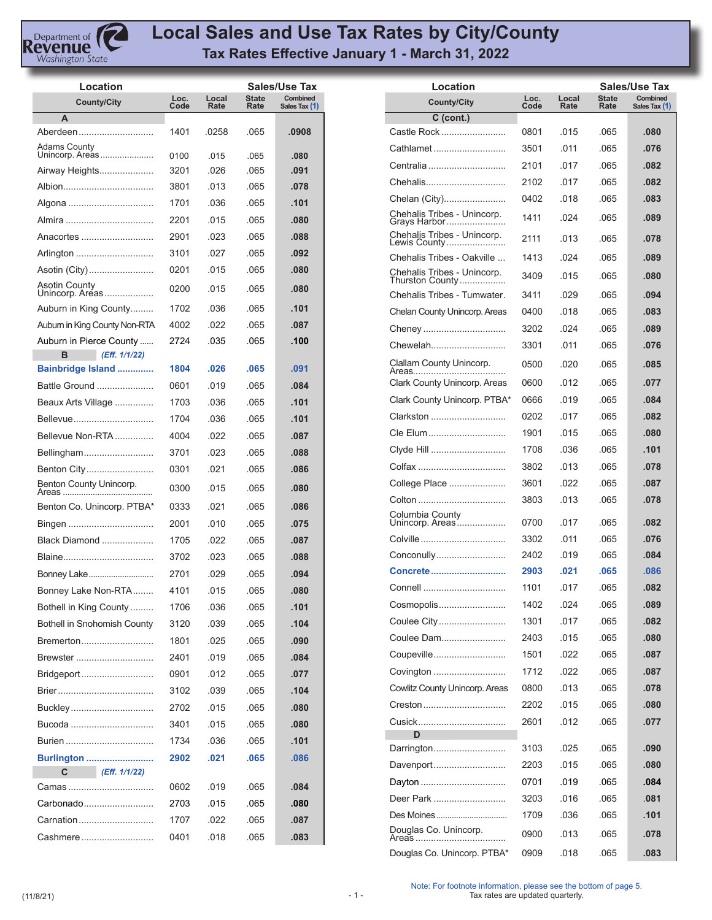Department of Revenue Washington State

# Local Sales and Use Tax Rates by City/County

## Tax Rates Effective January 1 - March 31, 2022

| County/City | Loc. Code | Local Rate | State Rate | Combined Sales Tax (1) |
|---|---|---|---|---|
| **A** | | | | |
| Aberdeen | 1401 | .0258 | .065 | .0908 |
| Adams County Unincorp. Areas | 0100 | .015 | .065 | .080 |
| Airway Heights | 3201 | .026 | .065 | .091 |
| Albion | 3801 | .013 | .065 | .078 |
| Algona | 1701 | .036 | .065 | .101 |
| Almira | 2201 | .015 | .065 | .080 |
| Anacortes | 2901 | .023 | .065 | .088 |
| Arlington | 3101 | .027 | .065 | .092 |
| Asotin (City) | 0201 | .015 | .065 | .080 |
| Asotin County Unincorp. Areas | 0200 | .015 | .065 | .080 |
| Auburn in King County | 1702 | .036 | .065 | .101 |
| Auburn in King County Non-RTA | 4002 | .022 | .065 | .087 |
| Auburn in Pierce County | 2724 | .035 | .065 | .100 |
| **B** *(Eff. 1/1/22)* | | | | |
| **Bainbridge Island** | **1804** | **.026** | **.065** | **.091** |
| Battle Ground | 0601 | .019 | .065 | .084 |
| Beaux Arts Village | 1703 | .036 | .065 | .101 |
| Bellevue | 1704 | .036 | .065 | .101 |
| Bellevue Non-RTA | 4004 | .022 | .065 | .087 |
| Bellingham | 3701 | .023 | .065 | .088 |
| Benton City | 0301 | .021 | .065 | .086 |
| Benton County Unincorp. Areas | 0300 | .015 | .065 | .080 |
| Benton Co. Unincorp. PTBA* | 0333 | .021 | .065 | .086 |
| Bingen | 2001 | .010 | .065 | .075 |
| Black Diamond | 1705 | .022 | .065 | .087 |
| Blaine | 3702 | .023 | .065 | .088 |
| Bonney Lake | 2701 | .029 | .065 | .094 |
| Bonney Lake Non-RTA | 4101 | .015 | .065 | .080 |
| Bothell in King County | 1706 | .036 | .065 | .101 |
| Bothell in Snohomish County | 3120 | .039 | .065 | .104 |
| Bremerton | 1801 | .025 | .065 | .090 |
| Brewster | 2401 | .019 | .065 | .084 |
| Bridgeport | 0901 | .012 | .065 | .077 |
| Brier | 3102 | .039 | .065 | .104 |
| Buckley | 2702 | .015 | .065 | .080 |
| Bucoda | 3401 | .015 | .065 | .080 |
| Burien | 1734 | .036 | .065 | .101 |
| **Burlington** | **2902** | **.021** | **.065** | **.086** |
| **C** *(Eff. 1/1/22)* | | | | |
| Camas | 0602 | .019 | .065 | .084 |
| Carbonado | 2703 | .015 | .065 | .080 |
| Carnation | 1707 | .022 | .065 | .087 |
| Cashmere | 0401 | .018 | .065 | .083 |
| **C (cont.)** | | | | |
| Castle Rock | 0801 | .015 | .065 | .080 |
| Cathlamet | 3501 | .011 | .065 | .076 |
| Centralia | 2101 | .017 | .065 | .082 |
| Chehalis | 2102 | .017 | .065 | .082 |
| Chelan (City) | 0402 | .018 | .065 | .083 |
| Chehalis Tribes - Unincorp. Grays Harbor | 1411 | .024 | .065 | .089 |
| Chehalis Tribes - Unincorp. Lewis County | 2111 | .013 | .065 | .078 |
| Chehalis Tribes - Oakville | 1413 | .024 | .065 | .089 |
| Chehalis Tribes - Unincorp. Thurston County | 3409 | .015 | .065 | .080 |
| Chehalis Tribes - Tumwater | 3411 | .029 | .065 | .094 |
| Chelan County Unincorp. Areas | 0400 | .018 | .065 | .083 |
| Cheney | 3202 | .024 | .065 | .089 |
| Chewelah | 3301 | .011 | .065 | .076 |
| Clallam County Unincorp. Areas | 0500 | .020 | .065 | .085 |
| Clark County Unincorp. Areas | 0600 | .012 | .065 | .077 |
| Clark County Unincorp. PTBA* | 0666 | .019 | .065 | .084 |
| Clarkston | 0202 | .017 | .065 | .082 |
| Cle Elum | 1901 | .015 | .065 | .080 |
| Clyde Hill | 1708 | .036 | .065 | .101 |
| Colfax | 3802 | .013 | .065 | .078 |
| College Place | 3601 | .022 | .065 | .087 |
| Colton | 3803 | .013 | .065 | .078 |
| Columbia County Unincorp. Areas | 0700 | .017 | .065 | .082 |
| Colville | 3302 | .011 | .065 | .076 |
| Conconully | 2402 | .019 | .065 | .084 |
| **Concrete** | **2903** | **.021** | **.065** | **.086** |
| Connell | 1101 | .017 | .065 | .082 |
| Cosmopolis | 1402 | .024 | .065 | .089 |
| Coulee City | 1301 | .017 | .065 | .082 |
| Coulee Dam | 2403 | .015 | .065 | .080 |
| Coupeville | 1501 | .022 | .065 | .087 |
| Covington | 1712 | .022 | .065 | .087 |
| Cowlitz County Unincorp. Areas | 0800 | .013 | .065 | .078 |
| Creston | 2202 | .015 | .065 | .080 |
| Cusick | 2601 | .012 | .065 | .077 |
| **D** | | | | |
| Darrington | 3103 | .025 | .065 | .090 |
| Davenport | 2203 | .015 | .065 | .080 |
| Dayton | 0701 | .019 | .065 | .084 |
| Deer Park | 3203 | .016 | .065 | .081 |
| Des Moines | 1709 | .036 | .065 | .101 |
| Douglas Co. Unincorp. Areas | 0900 | .013 | .065 | .078 |
| Douglas Co. Unincorp. PTBA* | 0909 | .018 | .065 | .083 |

Note: For footnote information, please see the bottom of page 5.
Tax rates are updated quarterly.

(11/8/21)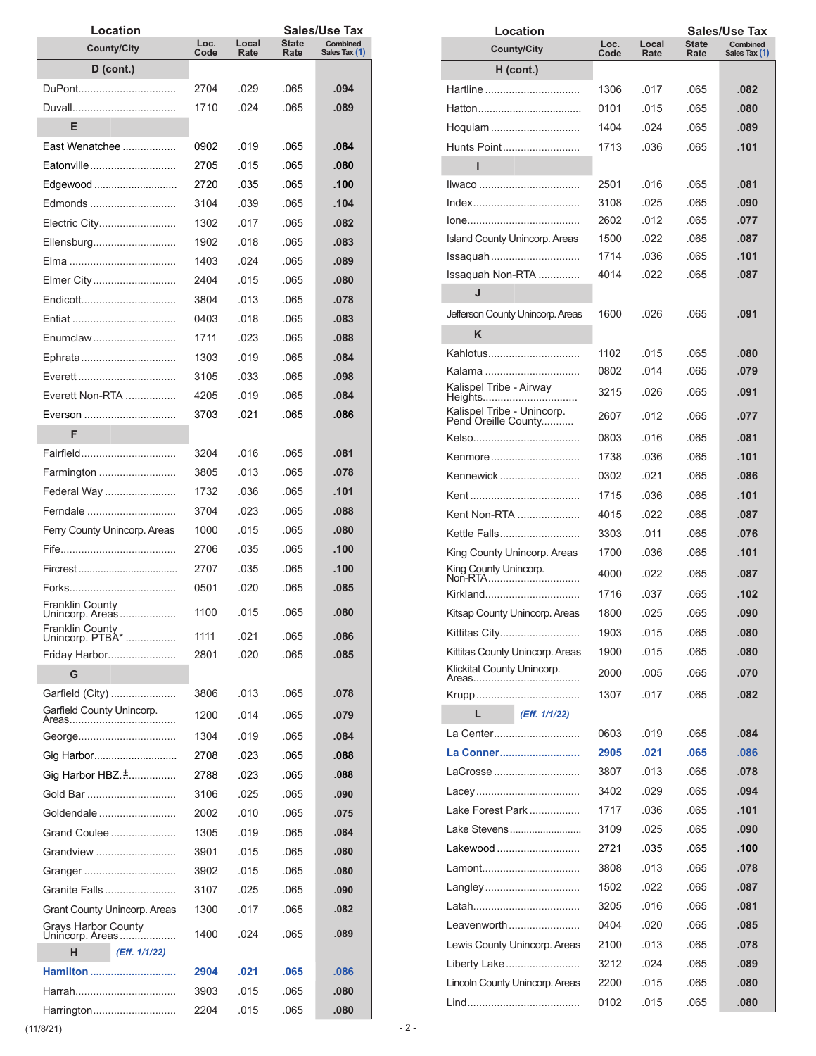| County/City | Loc. Code | Local Rate | State Rate | Combined Sales Tax (1) |
|---|---|---|---|---|
| **D (cont.)** | | | | |
| DuPont | 2704 | .029 | .065 | **.094** |
| Duvall | 1710 | .024 | .065 | **.089** |
| **E** | | | | |
| East Wenatchee | 0902 | .019 | .065 | **.084** |
| Eatonville | 2705 | .015 | .065 | **.080** |
| Edgewood | 2720 | .035 | .065 | **.100** |
| Edmonds | 3104 | .039 | .065 | **.104** |
| Electric City | 1302 | .017 | .065 | **.082** |
| Ellensburg | 1902 | .018 | .065 | **.083** |
| Elma | 1403 | .024 | .065 | **.089** |
| Elmer City | 2404 | .015 | .065 | **.080** |
| Endicott | 3804 | .013 | .065 | **.078** |
| Entiat | 0403 | .018 | .065 | **.083** |
| Enumclaw | 1711 | .023 | .065 | **.088** |
| Ephrata | 1303 | .019 | .065 | **.084** |
| Everett | 3105 | .033 | .065 | **.098** |
| Everett Non-RTA | 4205 | .019 | .065 | **.084** |
| Everson | 3703 | .021 | .065 | **.086** |
| **F** | | | | |
| Fairfield | 3204 | .016 | .065 | **.081** |
| Farmington | 3805 | .013 | .065 | **.078** |
| Federal Way | 1732 | .036 | .065 | **.101** |
| Ferndale | 3704 | .023 | .065 | **.088** |
| Ferry County Unincorp. Areas | 1000 | .015 | .065 | **.080** |
| Fife | 2706 | .035 | .065 | **.100** |
| Fircrest | 2707 | .035 | .065 | **.100** |
| Forks | 0501 | .020 | .065 | **.085** |
| Franklin County Unincorp. Areas | 1100 | .015 | .065 | **.080** |
| Franklin County Unincorp. PTBA* | 1111 | .021 | .065 | **.086** |
| Friday Harbor | 2801 | .020 | .065 | **.085** |
| **G** | | | | |
| Garfield (City) | 3806 | .013 | .065 | **.078** |
| Garfield County Unincorp. Areas | 1200 | .014 | .065 | **.079** |
| George | 1304 | .019 | .065 | **.084** |
| Gig Harbor | 2708 | .023 | .065 | **.088** |
| Gig Harbor HBZ.± | 2788 | .023 | .065 | **.088** |
| Gold Bar | 3106 | .025 | .065 | **.090** |
| Goldendale | 2002 | .010 | .065 | **.075** |
| Grand Coulee | 1305 | .019 | .065 | **.084** |
| Grandview | 3901 | .015 | .065 | **.080** |
| Granger | 3902 | .015 | .065 | **.080** |
| Granite Falls | 3107 | .025 | .065 | **.090** |
| Grant County Unincorp. Areas | 1300 | .017 | .065 | **.082** |
| Grays Harbor County Unincorp. Areas | 1400 | .024 | .065 | **.089** |
| **H** *(Eff. 1/1/22)* | | | | |
| **Hamilton** | **2904** | **.021** | **.065** | **.086** |
| Harrah | 3903 | .015 | .065 | **.080** |
| Harrington | 2204 | .015 | .065 | **.080** |
| **H (cont.)** | | | | |
| Hartline | 1306 | .017 | .065 | **.082** |
| Hatton | 0101 | .015 | .065 | **.080** |
| Hoquiam | 1404 | .024 | .065 | **.089** |
| Hunts Point | 1713 | .036 | .065 | **.101** |
| **I** | | | | |
| Ilwaco | 2501 | .016 | .065 | **.081** |
| Index | 3108 | .025 | .065 | **.090** |
| Ione | 2602 | .012 | .065 | **.077** |
| Island County Unincorp. Areas | 1500 | .022 | .065 | **.087** |
| Issaquah | 1714 | .036 | .065 | **.101** |
| Issaquah Non-RTA | 4014 | .022 | .065 | **.087** |
| **J** | | | | |
| Jefferson County Unincorp. Areas | 1600 | .026 | .065 | **.091** |
| **K** | | | | |
| Kahlotus | 1102 | .015 | .065 | **.080** |
| Kalama | 0802 | .014 | .065 | **.079** |
| Kalispel Tribe - Airway Heights | 3215 | .026 | .065 | **.091** |
| Kalispel Tribe - Unincorp. Pend Oreille County | 2607 | .012 | .065 | **.077** |
| Kelso | 0803 | .016 | .065 | **.081** |
| Kenmore | 1738 | .036 | .065 | **.101** |
| Kennewick | 0302 | .021 | .065 | **.086** |
| Kent | 1715 | .036 | .065 | **.101** |
| Kent Non-RTA | 4015 | .022 | .065 | **.087** |
| Kettle Falls | 3303 | .011 | .065 | **.076** |
| King County Unincorp. Areas | 1700 | .036 | .065 | **.101** |
| King County Unincorp. Non-RTA | 4000 | .022 | .065 | **.087** |
| Kirkland | 1716 | .037 | .065 | **.102** |
| Kitsap County Unincorp. Areas | 1800 | .025 | .065 | **.090** |
| Kittitas City | 1903 | .015 | .065 | **.080** |
| Kittitas County Unincorp. Areas | 1900 | .015 | .065 | **.080** |
| Klickitat County Unincorp. Areas | 2000 | .005 | .065 | **.070** |
| Krupp | 1307 | .017 | .065 | **.082** |
| **L** *(Eff. 1/1/22)* | | | | |
| La Center | 0603 | .019 | .065 | **.084** |
| **La Conner** | **2905** | **.021** | **.065** | **.086** |
| LaCrosse | 3807 | .013 | .065 | **.078** |
| Lacey | 3402 | .029 | .065 | **.094** |
| Lake Forest Park | 1717 | .036 | .065 | **.101** |
| Lake Stevens | 3109 | .025 | .065 | **.090** |
| Lakewood | 2721 | .035 | .065 | **.100** |
| Lamont | 3808 | .013 | .065 | **.078** |
| Langley | 1502 | .022 | .065 | **.087** |
| Latah | 3205 | .016 | .065 | **.081** |
| Leavenworth | 0404 | .020 | .065 | **.085** |
| Lewis County Unincorp. Areas | 2100 | .013 | .065 | **.078** |
| Liberty Lake | 3212 | .024 | .065 | **.089** |
| Lincoln County Unincorp. Areas | 2200 | .015 | .065 | **.080** |
| Lind | 0102 | .015 | .065 | **.080** |

(11/8/21)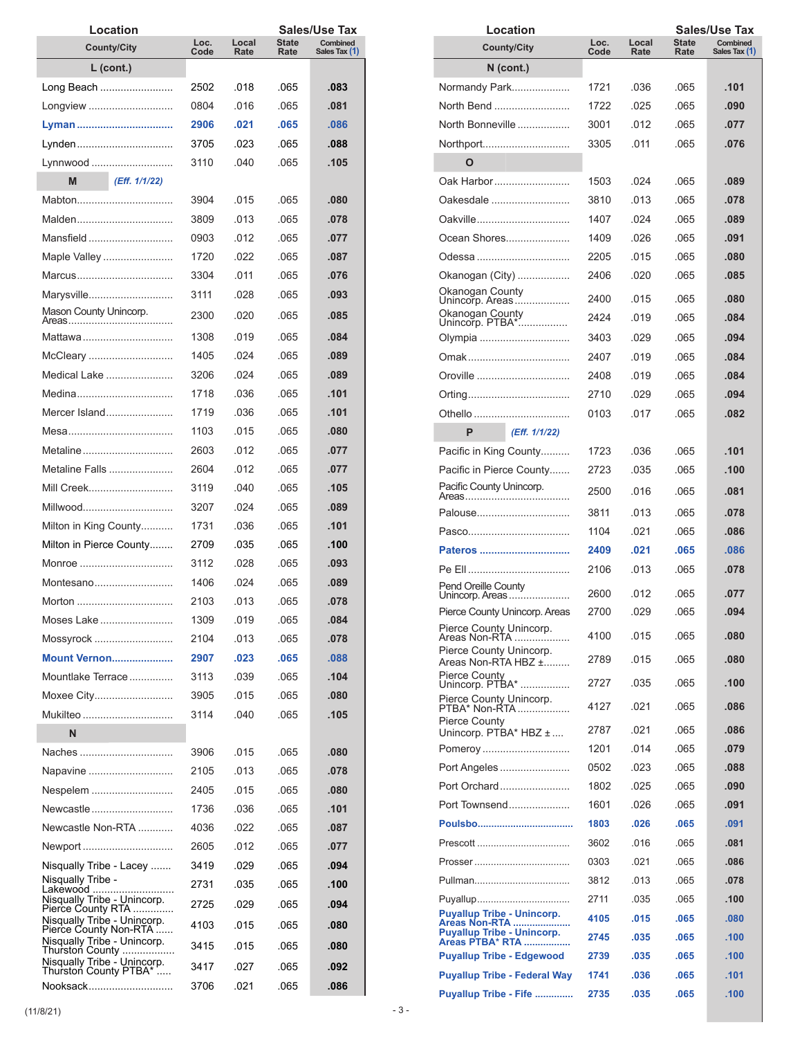| Location County/City | Loc. Code | Local Rate | State Rate | Combined Sales Tax (1) |
|---|---|---|---|---|
| **L (cont.)** | | | | |
| Long Beach | 2502 | .018 | .065 | **.083** |
| Longview | 0804 | .016 | .065 | **.081** |
| **Lyman** | **2906** | **.021** | **.065** | **.086** |
| Lynden | 3705 | .023 | .065 | **.088** |
| Lynnwood | 3110 | .040 | .065 | **.105** |
| **M** *(Eff. 1/1/22)* | | | | |
| Mabton | 3904 | .015 | .065 | **.080** |
| Malden | 3809 | .013 | .065 | **.078** |
| Mansfield | 0903 | .012 | .065 | **.077** |
| Maple Valley | 1720 | .022 | .065 | **.087** |
| Marcus | 3304 | .011 | .065 | **.076** |
| Marysville | 3111 | .028 | .065 | **.093** |
| Mason County Unincorp. Areas | 2300 | .020 | .065 | **.085** |
| Mattawa | 1308 | .019 | .065 | **.084** |
| McCleary | 1405 | .024 | .065 | **.089** |
| Medical Lake | 3206 | .024 | .065 | **.089** |
| Medina | 1718 | .036 | .065 | **.101** |
| Mercer Island | 1719 | .036 | .065 | **.101** |
| Mesa | 1103 | .015 | .065 | **.080** |
| Metaline | 2603 | .012 | .065 | **.077** |
| Metaline Falls | 2604 | .012 | .065 | **.077** |
| Mill Creek | 3119 | .040 | .065 | **.105** |
| Millwood | 3207 | .024 | .065 | **.089** |
| Milton in King County | 1731 | .036 | .065 | **.101** |
| Milton in Pierce County | 2709 | .035 | .065 | **.100** |
| Monroe | 3112 | .028 | .065 | **.093** |
| Montesano | 1406 | .024 | .065 | **.089** |
| Morton | 2103 | .013 | .065 | **.078** |
| Moses Lake | 1309 | .019 | .065 | **.084** |
| Mossyrock | 2104 | .013 | .065 | **.078** |
| **Mount Vernon** | **2907** | **.023** | **.065** | **.088** |
| Mountlake Terrace | 3113 | .039 | .065 | **.104** |
| Moxee City | 3905 | .015 | .065 | **.080** |
| Mukilteo | 3114 | .040 | .065 | **.105** |
| **N** | | | | |
| Naches | 3906 | .015 | .065 | **.080** |
| Napavine | 2105 | .013 | .065 | **.078** |
| Nespelem | 2405 | .015 | .065 | **.080** |
| Newcastle | 1736 | .036 | .065 | **.101** |
| Newcastle Non-RTA | 4036 | .022 | .065 | **.087** |
| Newport | 2605 | .012 | .065 | **.077** |
| Nisqually Tribe - Lacey | 3419 | .029 | .065 | **.094** |
| Nisqually Tribe - Lakewood | 2731 | .035 | .065 | **.100** |
| Nisqually Tribe - Unincorp. Pierce County RTA | 2725 | .029 | .065 | **.094** |
| Nisqually Tribe - Unincorp. Pierce County Non-RTA | 4103 | .015 | .065 | **.080** |
| Nisqually Tribe - Unincorp. Thurston County | 3415 | .015 | .065 | **.080** |
| Nisqually Tribe - Unincorp. Thurston County PTBA* | 3417 | .027 | .065 | **.092** |
| Nooksack | 3706 | .021 | .065 | **.086** |
| **N (cont.)** | | | | |
| Normandy Park | 1721 | .036 | .065 | **.101** |
| North Bend | 1722 | .025 | .065 | **.090** |
| North Bonneville | 3001 | .012 | .065 | **.077** |
| Northport | 3305 | .011 | .065 | **.076** |
| **O** | | | | |
| Oak Harbor | 1503 | .024 | .065 | **.089** |
| Oakesdale | 3810 | .013 | .065 | **.078** |
| Oakville | 1407 | .024 | .065 | **.089** |
| Ocean Shores | 1409 | .026 | .065 | **.091** |
| Odessa | 2205 | .015 | .065 | **.080** |
| Okanogan (City) | 2406 | .020 | .065 | **.085** |
| Okanogan County Unincorp. Areas | 2400 | .015 | .065 | **.080** |
| Okanogan County Unincorp. PTBA* | 2424 | .019 | .065 | **.084** |
| Olympia | 3403 | .029 | .065 | **.094** |
| Omak | 2407 | .019 | .065 | **.084** |
| Oroville | 2408 | .019 | .065 | **.084** |
| Orting | 2710 | .029 | .065 | **.094** |
| Othello | 0103 | .017 | .065 | **.082** |
| **P** *(Eff. 1/1/22)* | | | | |
| Pacific in King County | 1723 | .036 | .065 | **.101** |
| Pacific in Pierce County | 2723 | .035 | .065 | **.100** |
| Pacific County Unincorp. Areas | 2500 | .016 | .065 | **.081** |
| Palouse | 3811 | .013 | .065 | **.078** |
| Pasco | 1104 | .021 | .065 | **.086** |
| **Pateros** | **2409** | **.021** | **.065** | **.086** |
| Pe Ell | 2106 | .013 | .065 | **.078** |
| Pend Oreille County Unincorp. Areas | 2600 | .012 | .065 | **.077** |
| Pierce County Unincorp. Areas | 2700 | .029 | .065 | **.094** |
| Pierce County Unincorp. Areas Non-RTA | 4100 | .015 | .065 | **.080** |
| Pierce County Unincorp. Areas Non-RTA HBZ ± | 2789 | .015 | .065 | **.080** |
| Pierce County Unincorp. PTBA* | 2727 | .035 | .065 | **.100** |
| Pierce County Unincorp. PTBA* Non-RTA | 4127 | .021 | .065 | **.086** |
| Pierce County Unincorp. PTBA* HBZ ± | 2787 | .021 | .065 | **.086** |
| Pomeroy | 1201 | .014 | .065 | **.079** |
| Port Angeles | 0502 | .023 | .065 | **.088** |
| Port Orchard | 1802 | .025 | .065 | **.090** |
| Port Townsend | 1601 | .026 | .065 | **.091** |
| **Poulsbo** | **1803** | **.026** | **.065** | **.091** |
| Prescott | 3602 | .016 | .065 | **.081** |
| Prosser | 0303 | .021 | .065 | **.086** |
| Pullman | 3812 | .013 | .065 | **.078** |
| Puyallup | 2711 | .035 | .065 | **.100** |
| **Puyallup Tribe - Unincorp. Areas Non-RTA** | **4105** | **.015** | **.065** | **.080** |
| **Puyallup Tribe - Unincorp. Areas PTBA* RTA** | **2745** | **.035** | **.065** | **.100** |
| **Puyallup Tribe - Edgewood** | **2739** | **.035** | **.065** | **.100** |
| **Puyallup Tribe - Federal Way** | **1741** | **.036** | **.065** | **.101** |
| **Puyallup Tribe - Fife** | **2735** | **.035** | **.065** | **.100** |

(11/8/21)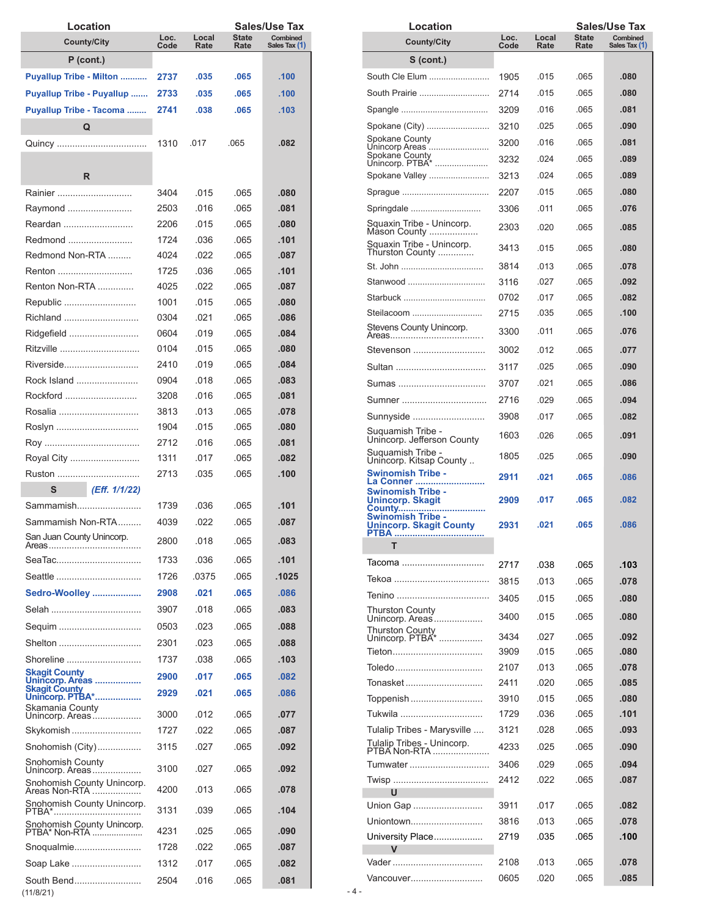| Location County/City | Loc. Code | Local Rate | State Rate | Combined Sales Tax (1) |
|---|---|---|---|---|
| **P (cont.)** | | | | |
| **Puyallup Tribe - Milton** | **2737** | **.035** | **.065** | **.100** |
| **Puyallup Tribe - Puyallup** | **2733** | **.035** | **.065** | **.100** |
| **Puyallup Tribe - Tacoma** | **2741** | **.038** | **.065** | **.103** |
| **Q** | | | | |
| Quincy | 1310 | .017 | .065 | **.082** |
| **R** | | | | |
| Rainier | 3404 | .015 | .065 | **.080** |
| Raymond | 2503 | .016 | .065 | **.081** |
| Reardan | 2206 | .015 | .065 | **.080** |
| Redmond | 1724 | .036 | .065 | **.101** |
| Redmond Non-RTA | 4024 | .022 | .065 | **.087** |
| Renton | 1725 | .036 | .065 | **.101** |
| Renton Non-RTA | 4025 | .022 | .065 | **.087** |
| Republic | 1001 | .015 | .065 | **.080** |
| Richland | 0304 | .021 | .065 | **.086** |
| Ridgefield | 0604 | .019 | .065 | **.084** |
| Ritzville | 0104 | .015 | .065 | **.080** |
| Riverside | 2410 | .019 | .065 | **.084** |
| Rock Island | 0904 | .018 | .065 | **.083** |
| Rockford | 3208 | .016 | .065 | **.081** |
| Rosalia | 3813 | .013 | .065 | **.078** |
| Roslyn | 1904 | .015 | .065 | **.080** |
| Roy | 2712 | .016 | .065 | **.081** |
| Royal City | 1311 | .017 | .065 | **.082** |
| Ruston | 2713 | .035 | .065 | **.100** |
| **S** *(Eff. 1/1/22)* | | | | |
| Sammamish | 1739 | .036 | .065 | **.101** |
| Sammamish Non-RTA | 4039 | .022 | .065 | **.087** |
| San Juan County Unincorp. Areas | 2800 | .018 | .065 | **.083** |
| SeaTac | 1733 | .036 | .065 | **.101** |
| Seattle | 1726 | .0375 | .065 | **.1025** |
| **Sedro-Woolley** | **2908** | **.021** | **.065** | **.086** |
| Selah | 3907 | .018 | .065 | **.083** |
| Sequim | 0503 | .023 | .065 | **.088** |
| Shelton | 2301 | .023 | .065 | **.088** |
| Shoreline | 1737 | .038 | .065 | **.103** |
| **Skagit County Unincorp. Areas** | **2900** | **.017** | **.065** | **.082** |
| **Skagit County Unincorp. PTBA*** | **2929** | **.021** | **.065** | **.086** |
| Skamania County Unincorp. Areas | 3000 | .012 | .065 | **.077** |
| Skykomish | 1727 | .022 | .065 | **.087** |
| Snohomish (City) | 3115 | .027 | .065 | **.092** |
| Snohomish County Unincorp. Areas | 3100 | .027 | .065 | **.092** |
| Snohomish County Unincorp. Areas Non-RTA | 4200 | .013 | .065 | **.078** |
| Snohomish County Unincorp. PTBA* | 3131 | .039 | .065 | **.104** |
| Snohomish County Unincorp. PTBA* Non-RTA | 4231 | .025 | .065 | **.090** |
| Snoqualmie | 1728 | .022 | .065 | **.087** |
| Soap Lake | 1312 | .017 | .065 | **.082** |
| South Bend | 2504 | .016 | .065 | **.081** |
| **S (cont.)** | | | | |
| South Cle Elum | 1905 | .015 | .065 | **.080** |
| South Prairie | 2714 | .015 | .065 | **.080** |
| Spangle | 3209 | .016 | .065 | **.081** |
| Spokane (City) | 3210 | .025 | .065 | **.090** |
| Spokane County Unincorp Areas | 3200 | .016 | .065 | **.081** |
| Spokane County Unincorp. PTBA* | 3232 | .024 | .065 | **.089** |
| Spokane Valley | 3213 | .024 | .065 | **.089** |
| Sprague | 2207 | .015 | .065 | **.080** |
| Springdale | 3306 | .011 | .065 | **.076** |
| Squaxin Tribe - Unincorp. Mason County | 2303 | .020 | .065 | **.085** |
| Squaxin Tribe - Unincorp. Thurston County | 3413 | .015 | .065 | **.080** |
| St. John | 3814 | .013 | .065 | **.078** |
| Stanwood | 3116 | .027 | .065 | **.092** |
| Starbuck | 0702 | .017 | .065 | **.082** |
| Steilacoom | 2715 | .035 | .065 | **.100** |
| Stevens County Unincorp. Areas | 3300 | .011 | .065 | **.076** |
| Stevenson | 3002 | .012 | .065 | **.077** |
| Sultan | 3117 | .025 | .065 | **.090** |
| Sumas | 3707 | .021 | .065 | **.086** |
| Sumner | 2716 | .029 | .065 | **.094** |
| Sunnyside | 3908 | .017 | .065 | **.082** |
| Suquamish Tribe - Unincorp. Jefferson County | 1603 | .026 | .065 | **.091** |
| Suquamish Tribe - Unincorp. Kitsap County | 1805 | .025 | .065 | **.090** |
| **Swinomish Tribe - La Conner** | **2911** | **.021** | **.065** | **.086** |
| **Swinomish Tribe - Unincorp. Skagit County** | **2909** | **.017** | **.065** | **.082** |
| **Swinomish Tribe - Unincorp. Skagit County PTBA** | **2931** | **.021** | **.065** | **.086** |
| **T** | | | | |
| Tacoma | 2717 | .038 | .065 | **.103** |
| Tekoa | 3815 | .013 | .065 | **.078** |
| Tenino | 3405 | .015 | .065 | **.080** |
| Thurston County Unincorp. Areas | 3400 | .015 | .065 | **.080** |
| Thurston County Unincorp. PTBA* | 3434 | .027 | .065 | **.092** |
| Tieton | 3909 | .015 | .065 | **.080** |
| Toledo | 2107 | .013 | .065 | **.078** |
| Tonasket | 2411 | .020 | .065 | **.085** |
| Toppenish | 3910 | .015 | .065 | **.080** |
| Tukwila | 1729 | .036 | .065 | **.101** |
| Tulalip Tribes - Marysville | 3121 | .028 | .065 | **.093** |
| Tulalip Tribes - Unincorp. PTBA Non-RTA | 4233 | .025 | .065 | **.090** |
| Tumwater | 3406 | .029 | .065 | **.094** |
| Twisp | 2412 | .022 | .065 | **.087** |
| **U** | | | | |
| Union Gap | 3911 | .017 | .065 | **.082** |
| Uniontown | 3816 | .013 | .065 | **.078** |
| University Place | 2719 | .035 | .065 | **.100** |
| **V** | | | | |
| Vader | 2108 | .013 | .065 | **.078** |
| Vancouver | 0605 | .020 | .065 | **.085** |

(11/8/21)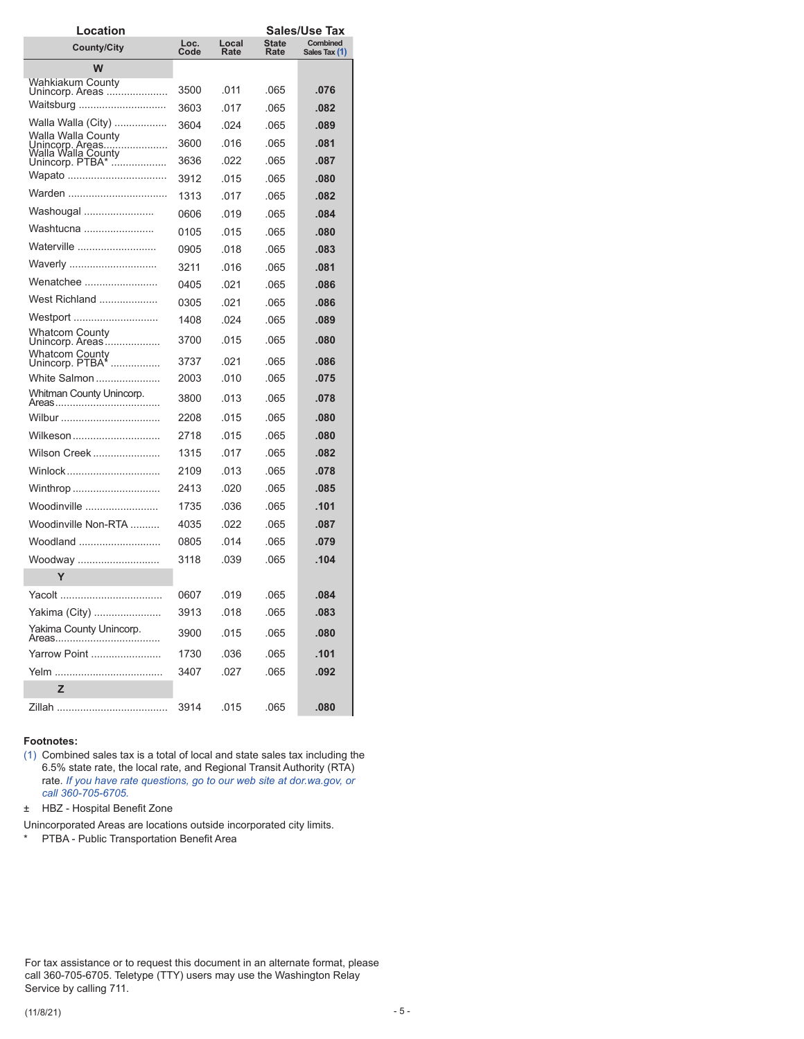| Location | | | Sales/Use Tax | |
|---|---|---|---|---|
| County/City | Loc. Code | Local Rate | State Rate | Combined Sales Tax (1) |
| **W** | | | | |
| Wahkiakum County Unincorp. Areas | 3500 | .011 | .065 | **.076** |
| Waitsburg | 3603 | .017 | .065 | **.082** |
| Walla Walla (City) | 3604 | .024 | .065 | **.089** |
| Walla Walla County Unincorp. Areas | 3600 | .016 | .065 | **.081** |
| Walla Walla County Unincorp. PTBA* | 3636 | .022 | .065 | **.087** |
| Wapato | 3912 | .015 | .065 | **.080** |
| Warden | 1313 | .017 | .065 | **.082** |
| Washougal | 0606 | .019 | .065 | **.084** |
| Washtucna | 0105 | .015 | .065 | **.080** |
| Waterville | 0905 | .018 | .065 | **.083** |
| Waverly | 3211 | .016 | .065 | **.081** |
| Wenatchee | 0405 | .021 | .065 | **.086** |
| West Richland | 0305 | .021 | .065 | **.086** |
| Westport | 1408 | .024 | .065 | **.089** |
| Whatcom County Unincorp. Areas | 3700 | .015 | .065 | **.080** |
| Whatcom County Unincorp. PTBA* | 3737 | .021 | .065 | **.086** |
| White Salmon | 2003 | .010 | .065 | **.075** |
| Whitman County Unincorp. Areas | 3800 | .013 | .065 | **.078** |
| Wilbur | 2208 | .015 | .065 | **.080** |
| Wilkeson | 2718 | .015 | .065 | **.080** |
| Wilson Creek | 1315 | .017 | .065 | **.082** |
| Winlock | 2109 | .013 | .065 | **.078** |
| Winthrop | 2413 | .020 | .065 | **.085** |
| Woodinville | 1735 | .036 | .065 | **.101** |
| Woodinville Non-RTA | 4035 | .022 | .065 | **.087** |
| Woodland | 0805 | .014 | .065 | **.079** |
| Woodway | 3118 | .039 | .065 | **.104** |
| **Y** | | | | |
| Yacolt | 0607 | .019 | .065 | **.084** |
| Yakima (City) | 3913 | .018 | .065 | **.083** |
| Yakima County Unincorp. Areas | 3900 | .015 | .065 | **.080** |
| Yarrow Point | 1730 | .036 | .065 | **.101** |
| Yelm | 3407 | .027 | .065 | **.092** |
| **Z** | | | | |
| Zillah | 3914 | .015 | .065 | **.080** |

**Footnotes:**

(1) Combined sales tax is a total of local and state sales tax including the 6.5% state rate, the local rate, and Regional Transit Authority (RTA) rate. *If you have rate questions, go to our web site at dor.wa.gov, or call 360-705-6705.*

± HBZ - Hospital Benefit Zone

Unincorporated Areas are locations outside incorporated city limits.

\* PTBA - Public Transportation Benefit Area

For tax assistance or to request this document in an alternate format, please call 360-705-6705. Teletype (TTY) users may use the Washington Relay Service by calling 711.

(11/8/21)